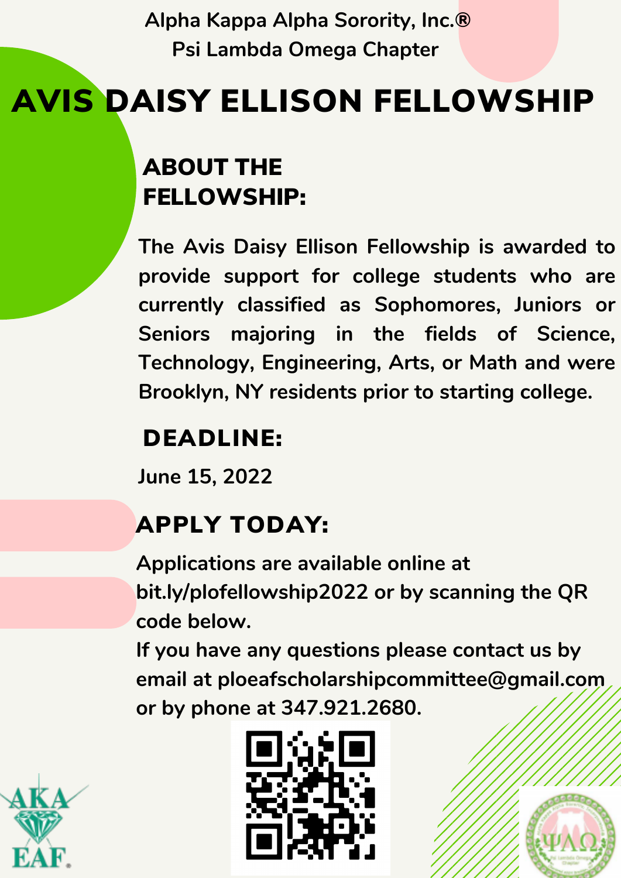Alpha Kappa Alpha Sorority, Inc.®
Psi Lambda Omega Chapter

# AVIS DAISY ELLISON FELLOWSHIP

## ABOUT THE FELLOWSHIP:

The Avis Daisy Ellison Fellowship is awarded to provide support for college students who are currently classified as Sophomores, Juniors or Seniors majoring in the fields of Science, Technology, Engineering, Arts, or Math and were Brooklyn, NY residents prior to starting college.

## DEADLINE:

June 15, 2022

## APPLY TODAY:

Applications are available online at bit.ly/plofellowship2022 or by scanning the QR code below.
If you have any questions please contact us by email at ploeafscholarshipcommittee@gmail.com or by phone at 347.921.2680.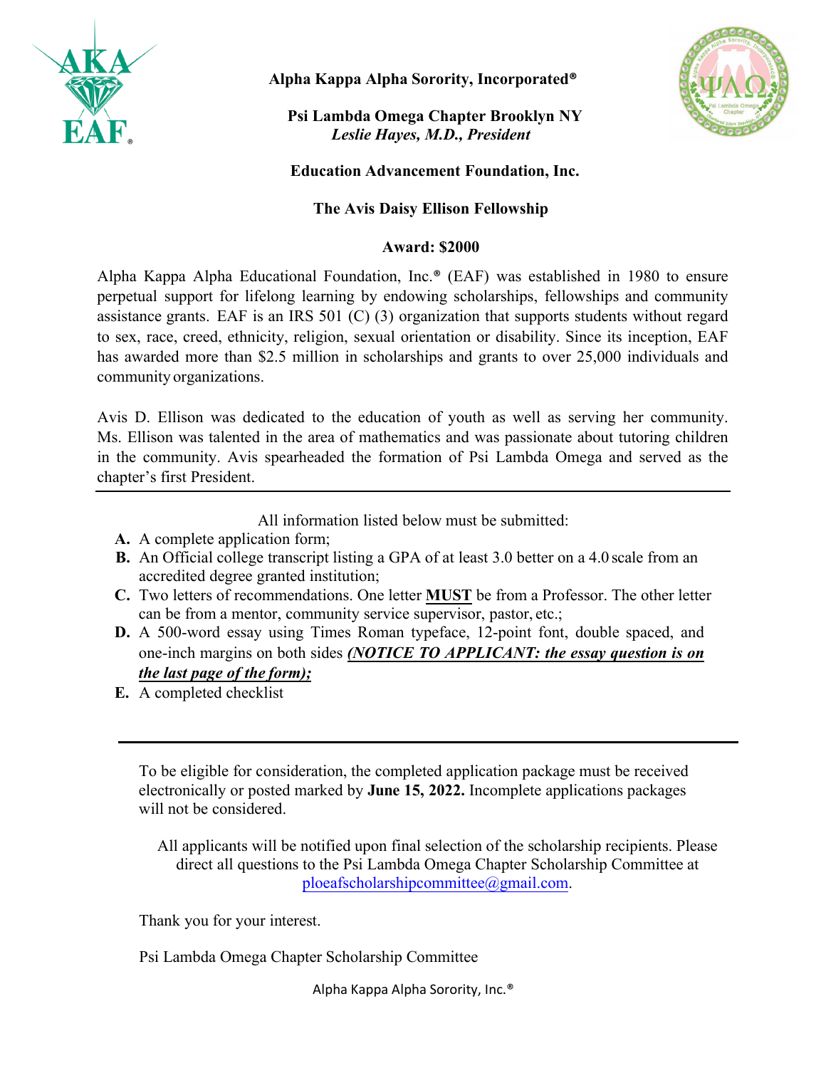**Alpha Kappa Alpha Sorority, Incorporated®**

**Psi Lambda Omega Chapter Brooklyn NY**
***Leslie Hayes, M.D., President***

**Education Advancement Foundation, Inc.**

**The Avis Daisy Ellison Fellowship**

**Award: $2000**

Alpha Kappa Alpha Educational Foundation, Inc.® (EAF) was established in 1980 to ensure perpetual support for lifelong learning by endowing scholarships, fellowships and community assistance grants. EAF is an IRS 501 (C) (3) organization that supports students without regard to sex, race, creed, ethnicity, religion, sexual orientation or disability. Since its inception, EAF has awarded more than $2.5 million in scholarships and grants to over 25,000 individuals and community organizations.

Avis D. Ellison was dedicated to the education of youth as well as serving her community. Ms. Ellison was talented in the area of mathematics and was passionate about tutoring children in the community. Avis spearheaded the formation of Psi Lambda Omega and served as the chapter's first President.

---

All information listed below must be submitted:

- **A.** A complete application form;
- **B.** An Official college transcript listing a GPA of at least 3.0 better on a 4.0 scale from an accredited degree granted institution;
- **C.** Two letters of recommendations. One letter **MUST** be from a Professor. The other letter can be from a mentor, community service supervisor, pastor, etc.;
- **D.** A 500-word essay using Times Roman typeface, 12-point font, double spaced, and one-inch margins on both sides ***(NOTICE TO APPLICANT: the essay question is on the last page of the form);***
- **E.** A completed checklist

---

To be eligible for consideration, the completed application package must be received electronically or posted marked by **June 15, 2022.** Incomplete applications packages will not be considered.

All applicants will be notified upon final selection of the scholarship recipients. Please direct all questions to the Psi Lambda Omega Chapter Scholarship Committee at ploeafscholarshipcommittee@gmail.com.

Thank you for your interest.

Psi Lambda Omega Chapter Scholarship Committee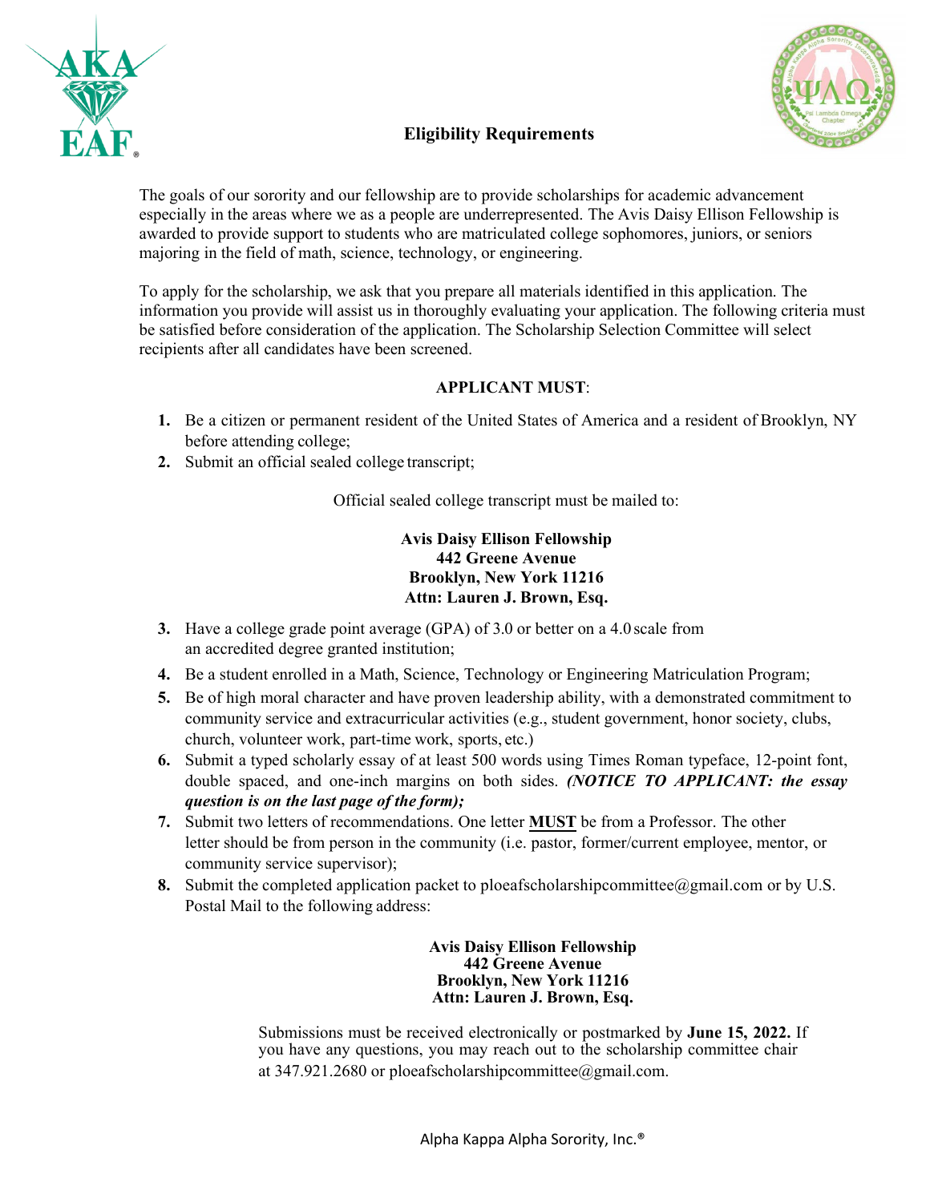## Eligibility Requirements

The goals of our sorority and our fellowship are to provide scholarships for academic advancement especially in the areas where we as a people are underrepresented. The Avis Daisy Ellison Fellowship is awarded to provide support to students who are matriculated college sophomores, juniors, or seniors majoring in the field of math, science, technology, or engineering.

To apply for the scholarship, we ask that you prepare all materials identified in this application. The information you provide will assist us in thoroughly evaluating your application. The following criteria must be satisfied before consideration of the application. The Scholarship Selection Committee will select recipients after all candidates have been screened.

**APPLICANT MUST**:

1. Be a citizen or permanent resident of the United States of America and a resident of Brooklyn, NY before attending college;
2. Submit an official sealed college transcript;

   Official sealed college transcript must be mailed to:

   **Avis Daisy Ellison Fellowship**
   **442 Greene Avenue**
   **Brooklyn, New York 11216**
   **Attn: Lauren J. Brown, Esq.**

3. Have a college grade point average (GPA) of 3.0 or better on a 4.0 scale from an accredited degree granted institution;
4. Be a student enrolled in a Math, Science, Technology or Engineering Matriculation Program;
5. Be of high moral character and have proven leadership ability, with a demonstrated commitment to community service and extracurricular activities (e.g., student government, honor society, clubs, church, volunteer work, part-time work, sports, etc.)
6. Submit a typed scholarly essay of at least 500 words using Times Roman typeface, 12-point font, double spaced, and one-inch margins on both sides. ***(NOTICE TO APPLICANT: the essay question is on the last page of the form);***
7. Submit two letters of recommendations. One letter **MUST** be from a Professor. The other letter should be from person in the community (i.e. pastor, former/current employee, mentor, or community service supervisor);
8. Submit the completed application packet to ploeafscholarshipcommittee@gmail.com or by U.S. Postal Mail to the following address:

   **Avis Daisy Ellison Fellowship**
   **442 Greene Avenue**
   **Brooklyn, New York 11216**
   **Attn: Lauren J. Brown, Esq.**

Submissions must be received electronically or postmarked by **June 15, 2022.** If you have any questions, you may reach out to the scholarship committee chair at 347.921.2680 or ploeafscholarshipcommittee@gmail.com.

Alpha Kappa Alpha Sorority, Inc.®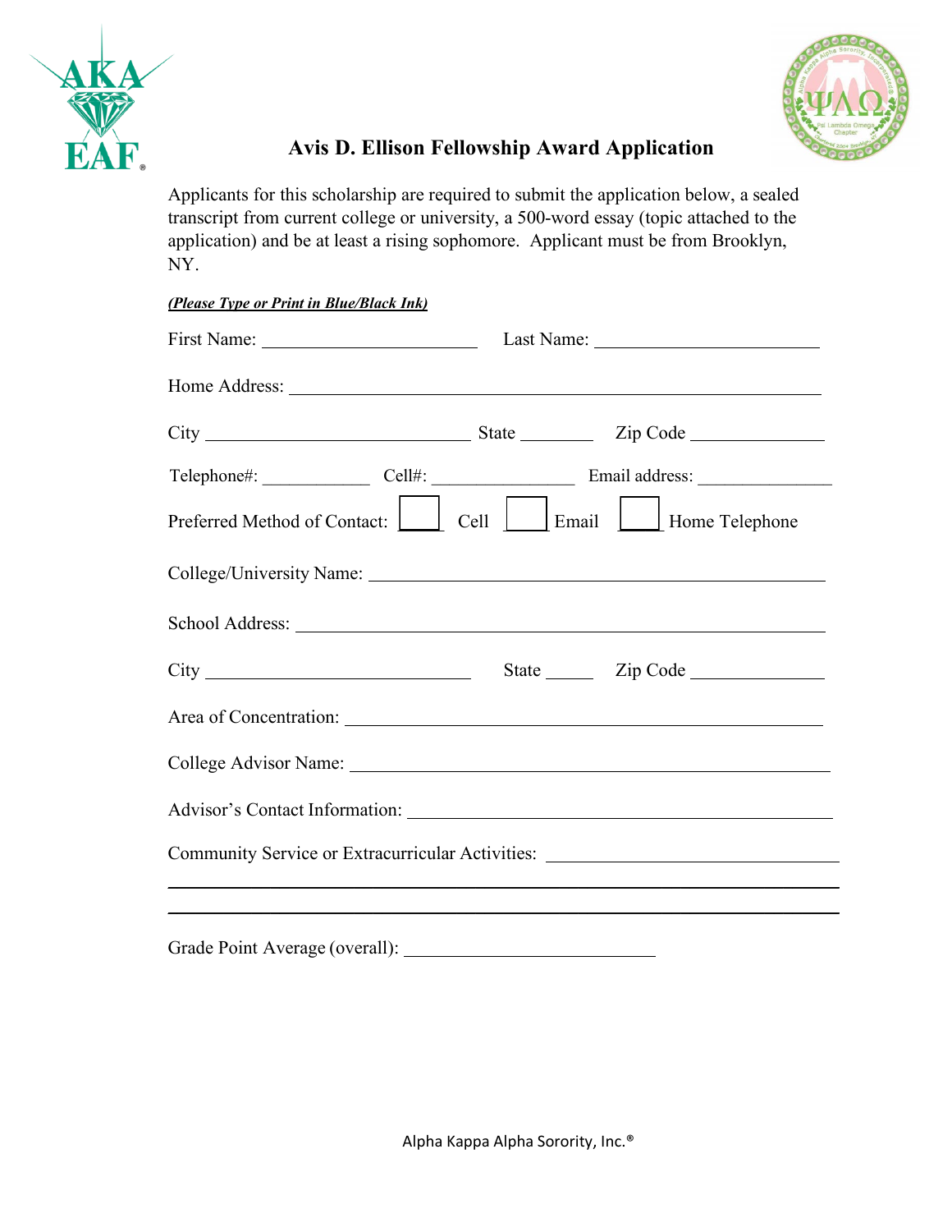# Avis D. Ellison Fellowship Award Application

Applicants for this scholarship are required to submit the application below, a sealed transcript from current college or university, a 500-word essay (topic attached to the application) and be at least a rising sophomore. Applicant must be from Brooklyn, NY.

***(Please Type or Print in Blue/Black Ink)***

First Name: ______________________ Last Name: ______________________

Home Address: ______________________________________________________

City ___________________________ State ________ Zip Code ______________

Telephone#: ___________ Cell#: _______________ Email address: ______________

Preferred Method of Contact: ☐ Cell ☐ Email ☐ Home Telephone

College/University Name: _____________________________________________

School Address: ____________________________________________________

City ___________________________ State _____ Zip Code ______________

Area of Concentration: _______________________________________________

College Advisor Name: _______________________________________________

Advisor's Contact Information: _________________________________________

Community Service or Extracurricular Activities: _____________________________

________________________________________________________________

________________________________________________________________

Grade Point Average (overall): _________________________

Alpha Kappa Alpha Sorority, Inc.®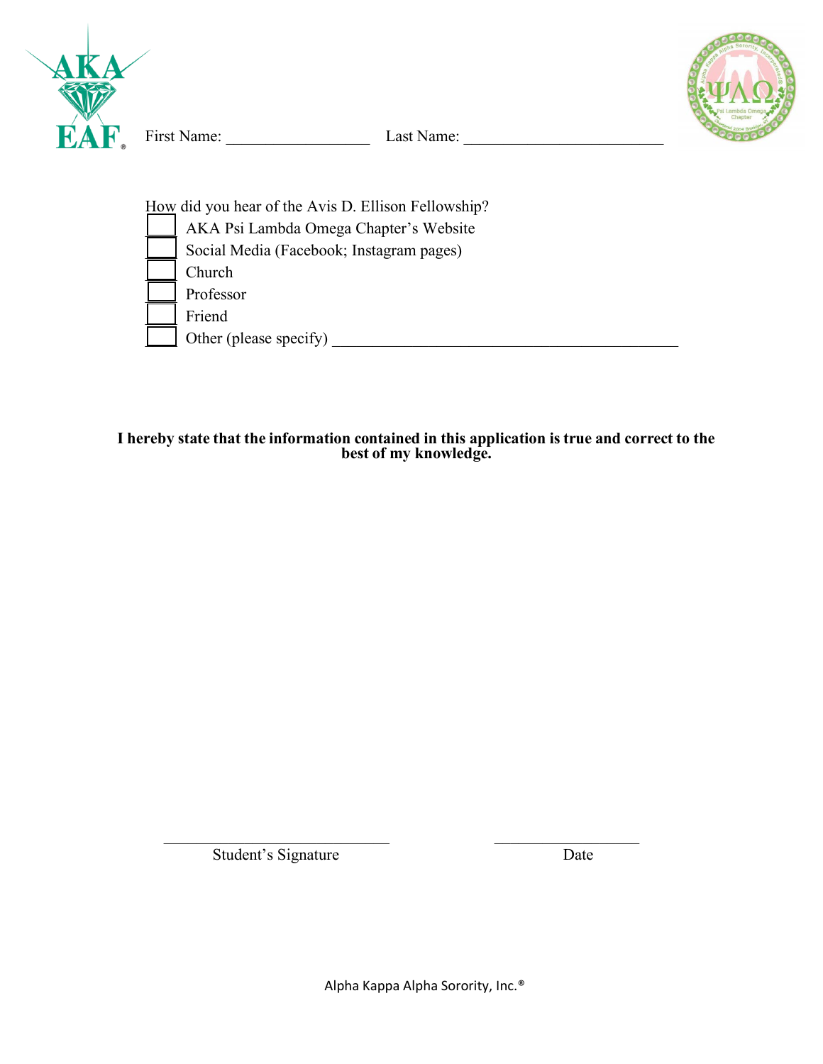First Name: ___________________ Last Name: __________________________

How did you hear of the Avis D. Ellison Fellowship?

- [ ] AKA Psi Lambda Omega Chapter's Website
- [ ] Social Media (Facebook; Instagram pages)
- [ ] Church
- [ ] Professor
- [ ] Friend
- [ ] Other (please specify) _____________________________________________

**I hereby state that the information contained in this application is true and correct to the best of my knowledge.**

_____________________________ &nbsp;&nbsp;&nbsp;&nbsp;&nbsp;&nbsp;&nbsp;&nbsp; ___________________

Student's Signature &nbsp;&nbsp;&nbsp;&nbsp;&nbsp;&nbsp;&nbsp;&nbsp;&nbsp;&nbsp;&nbsp;&nbsp;&nbsp;&nbsp;&nbsp;&nbsp;&nbsp;&nbsp;&nbsp;&nbsp;&nbsp;&nbsp;&nbsp;&nbsp;&nbsp;&nbsp; Date

Alpha Kappa Alpha Sorority, Inc.®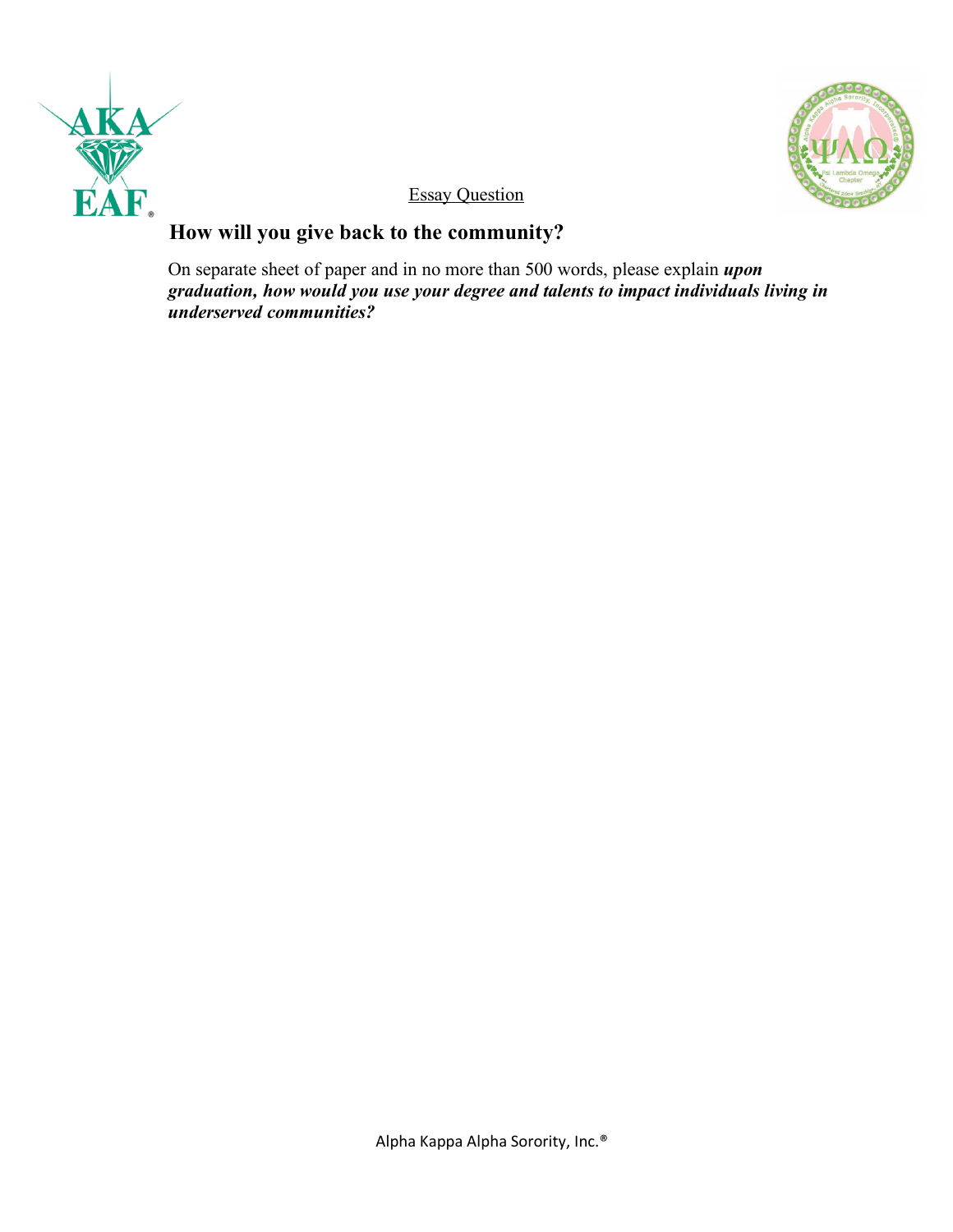Essay Question

## How will you give back to the community?

On separate sheet of paper and in no more than 500 words, please explain ***upon graduation, how would you use your degree and talents to impact individuals living in underserved communities?***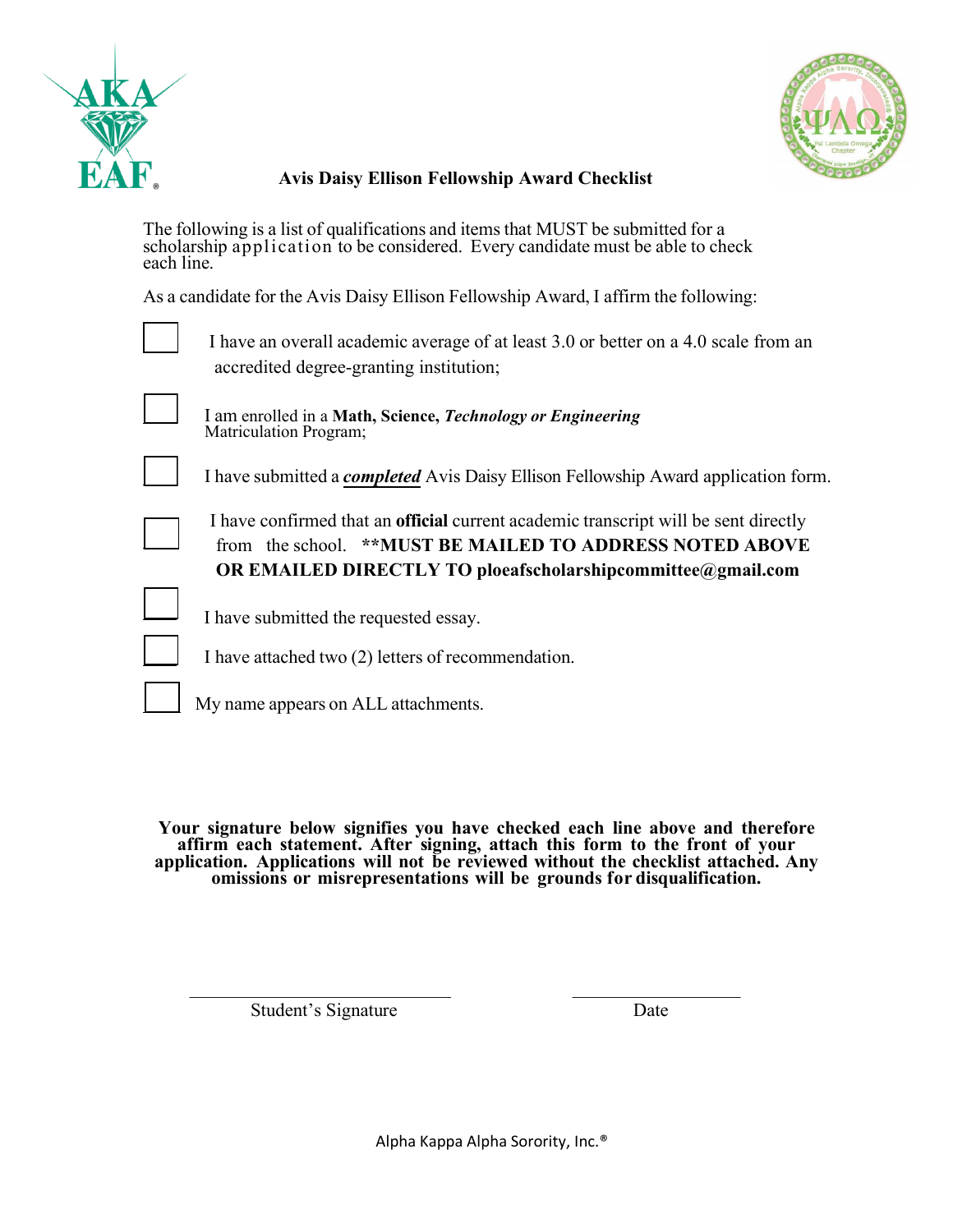AKA EAF®

# Avis Daisy Ellison Fellowship Award Checklist

The following is a list of qualifications and items that MUST be submitted for a scholarship application to be considered. Every candidate must be able to check each line.

As a candidate for the Avis Daisy Ellison Fellowship Award, I affirm the following:

- [ ] I have an overall academic average of at least 3.0 or better on a 4.0 scale from an accredited degree-granting institution;
- [ ] I am enrolled in a **Math, Science, *Technology or Engineering*** Matriculation Program;
- [ ] I have submitted a ***completed*** Avis Daisy Ellison Fellowship Award application form.
- [ ] I have confirmed that an **official** current academic transcript will be sent directly from the school. **\*\*MUST BE MAILED TO ADDRESS NOTED ABOVE OR EMAILED DIRECTLY TO ploeafscholarshipcommittee@gmail.com**
- [ ] I have submitted the requested essay.
- [ ] I have attached two (2) letters of recommendation.
- [ ] My name appears on ALL attachments.

**Your signature below signifies you have checked each line above and therefore affirm each statement. After signing, attach this form to the front of your application. Applications will not be reviewed without the checklist attached. Any omissions or misrepresentations will be grounds for disqualification.**

\_\_\_\_\_\_\_\_\_\_\_\_\_\_\_\_\_\_\_\_\_\_\_\_\_\_\_\_\_\_ \_\_\_\_\_\_\_\_\_\_\_\_\_\_\_\_\_\_\_\_

Student's Signature Date

Alpha Kappa Alpha Sorority, Inc.®